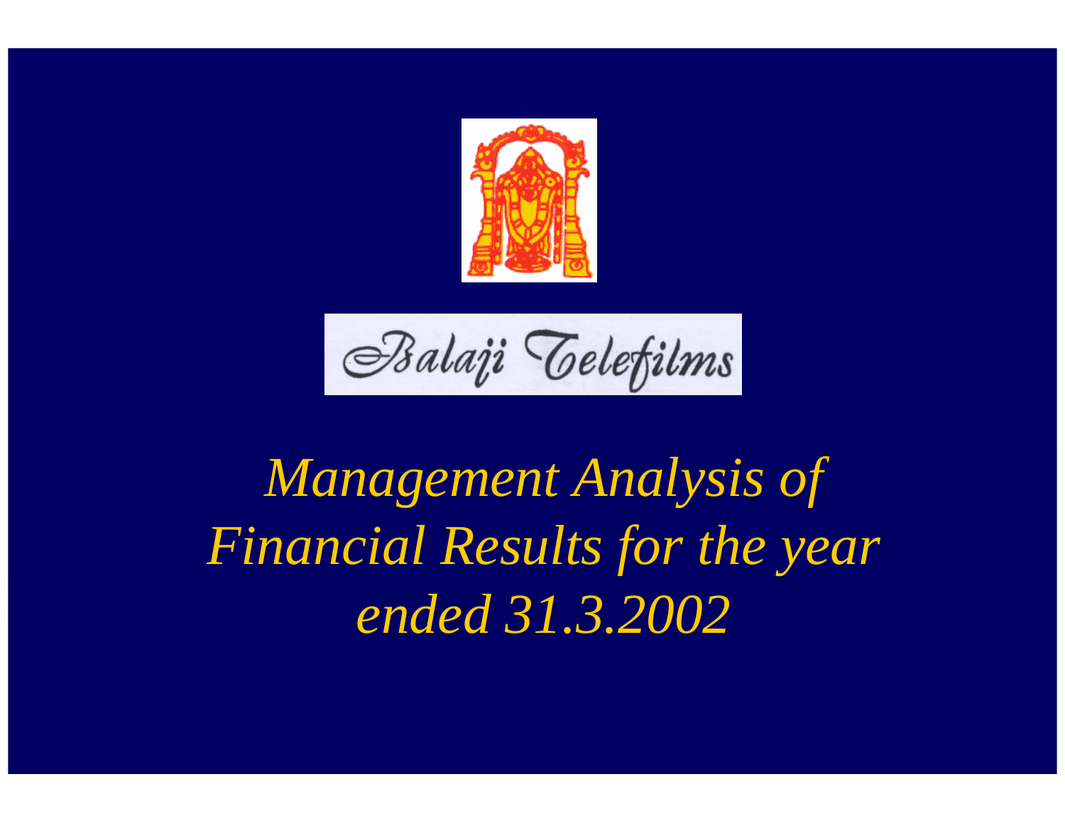Balaji Telefilms

# *Management Analysis of Financial Results for the year ended 31.3.2002*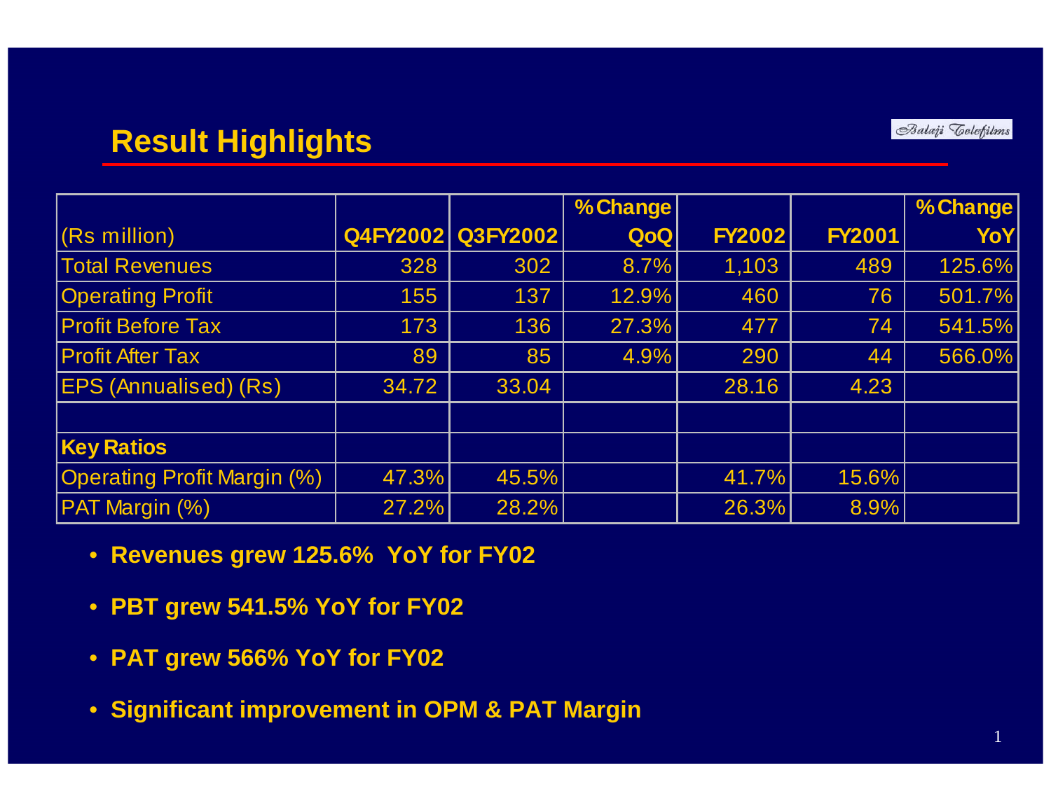## Result Highlights

| (Rs million) | Q4FY2002 | Q3FY2002 | % Change QoQ | FY2002 | FY2001 | % Change YoY |
|---|---|---|---|---|---|---|
| Total Revenues | 328 | 302 | 8.7% | 1,103 | 489 | 125.6% |
| Operating Profit | 155 | 137 | 12.9% | 460 | 76 | 501.7% |
| Profit Before Tax | 173 | 136 | 27.3% | 477 | 74 | 541.5% |
| Profit After Tax | 89 | 85 | 4.9% | 290 | 44 | 566.0% |
| EPS (Annualised) (Rs) | 34.72 | 33.04 | | 28.16 | 4.23 | |
| | | | | | | |
| **Key Ratios** | | | | | | |
| Operating Profit Margin (%) | 47.3% | 45.5% | | 41.7% | 15.6% | |
| PAT Margin (%) | 27.2% | 28.2% | | 26.3% | 8.9% | |

- **Revenues grew 125.6% YoY for FY02**
- **PBT grew 541.5% YoY for FY02**
- **PAT grew 566% YoY for FY02**
- **Significant improvement in OPM & PAT Margin**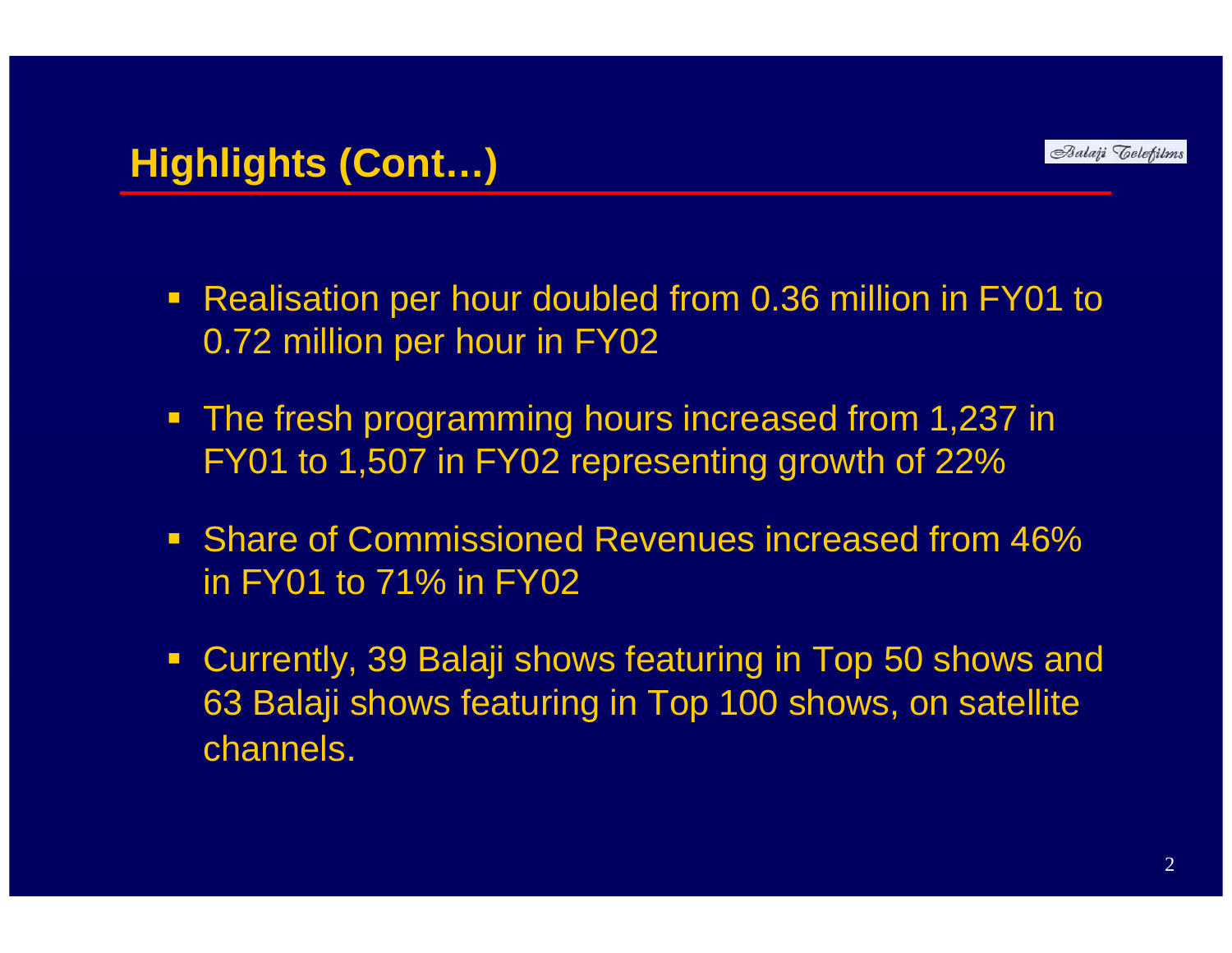## Highlights (Cont…)

- Realisation per hour doubled from 0.36 million in FY01 to 0.72 million per hour in FY02
- The fresh programming hours increased from 1,237 in FY01 to 1,507 in FY02 representing growth of 22%
- Share of Commissioned Revenues increased from 46% in FY01 to 71% in FY02
- Currently, 39 Balaji shows featuring in Top 50 shows and 63 Balaji shows featuring in Top 100 shows, on satellite channels.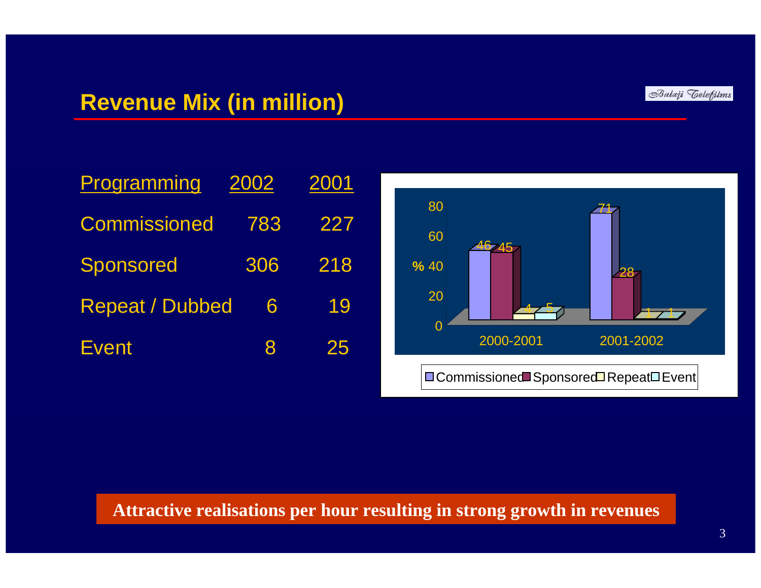## Revenue Mix (in million)

| Programming | 2002 | 2001 |
|---|---|---|
| Commissioned | 783 | 227 |
| Sponsored | 306 | 218 |
| Repeat / Dubbed | 6 | 19 |
| Event | 8 | 25 |

%

80

60

40

20

0

46 45 4 5

71 28 1 1

2000-2001

2001-2002

Commissioned Sponsored Repeat Event

**Attractive realisations per hour resulting in strong growth in revenues**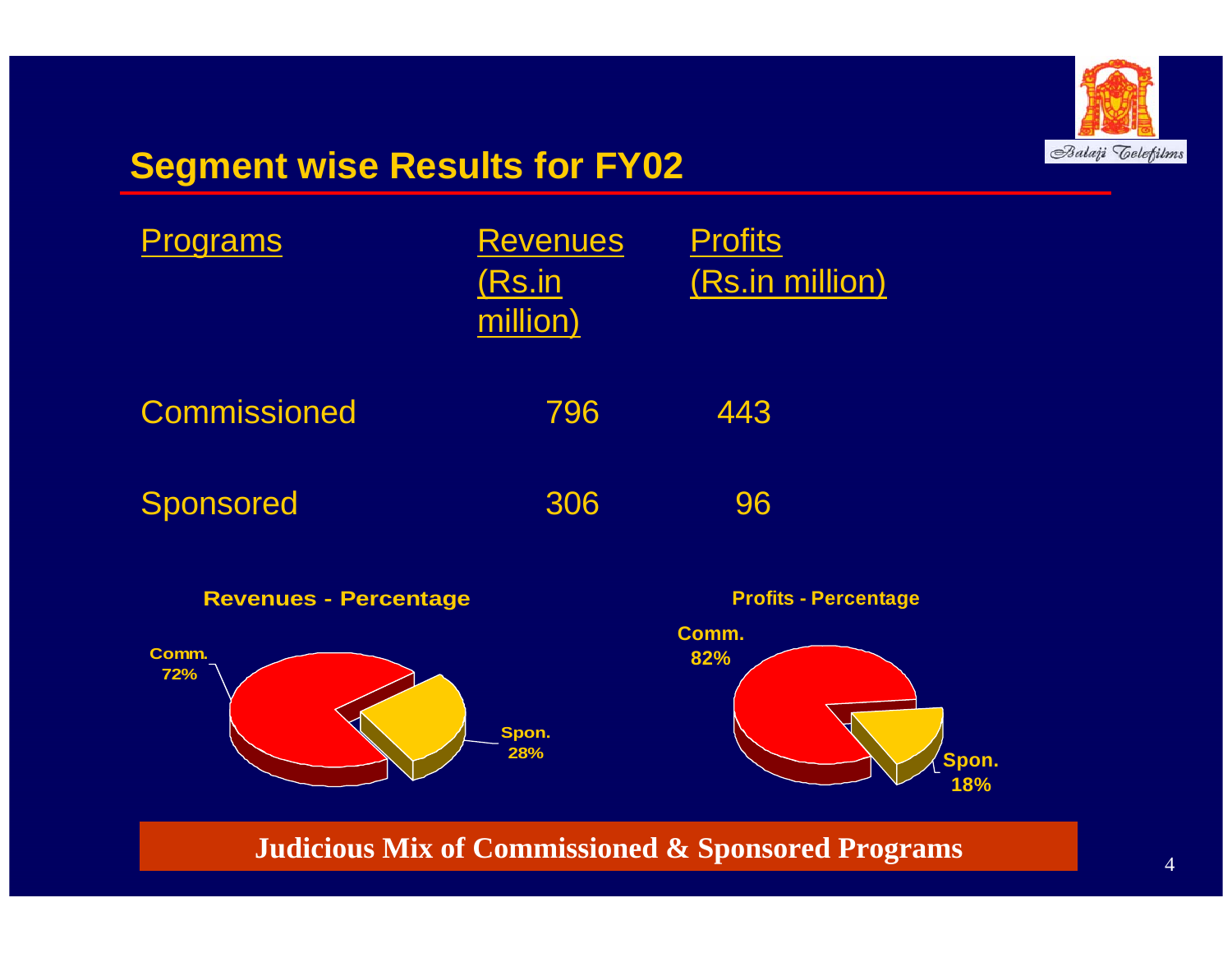## Segment wise Results for FY02

| Programs | Revenues (Rs.in million) | Profits (Rs.in million) |
| --- | --- | --- |
| Commissioned | 796 | 443 |
| Sponsored | 306 | 96 |

**Revenues - Percentage**

Comm. 72%

Spon. 28%

**Profits - Percentage**

Comm. 82%

Spon. 18%

**Judicious Mix of Commissioned & Sponsored Programs**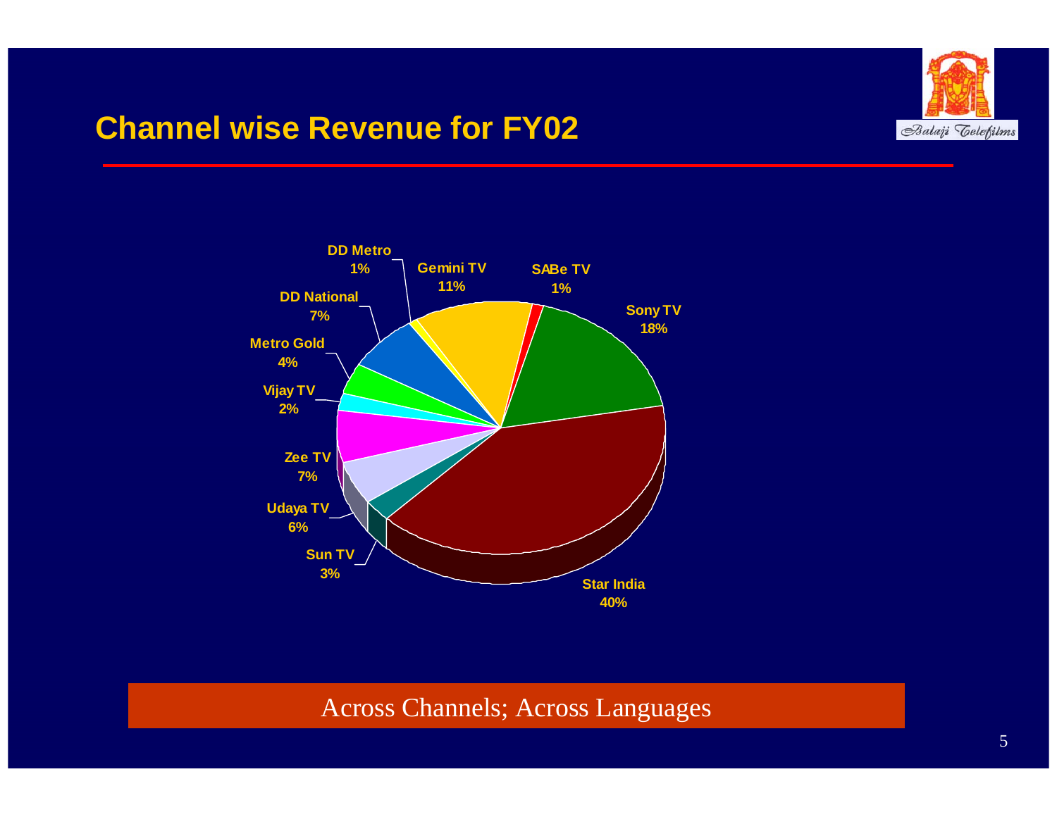# Channel wise Revenue for FY02

DD Metro
1%

Gemini TV
11%

SABe TV
1%

Sony TV
18%

DD National
7%

Metro Gold
4%

Vijay TV
2%

Zee TV
7%

Udaya TV
6%

Sun TV
3%

Star India
40%

Across Channels; Across Languages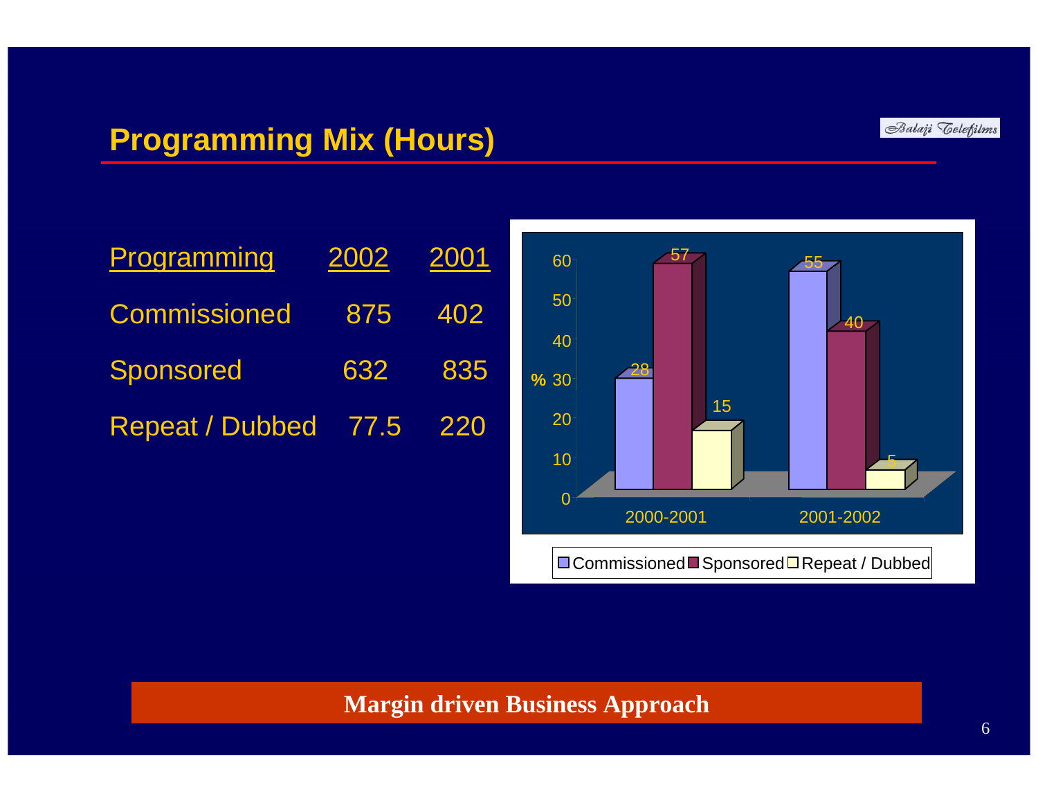## Programming Mix (Hours)

| Programming | 2002 | 2001 |
|---|---|---|
| Commissioned | 875 | 402 |
| Sponsored | 632 | 835 |
| Repeat / Dubbed | 77.5 | 220 |

%

60
50
40
30
20
10
0

57
28
15
55
40
5

2000-2001
2001-2002

Commissioned
Sponsored
Repeat / Dubbed

**Margin driven Business Approach**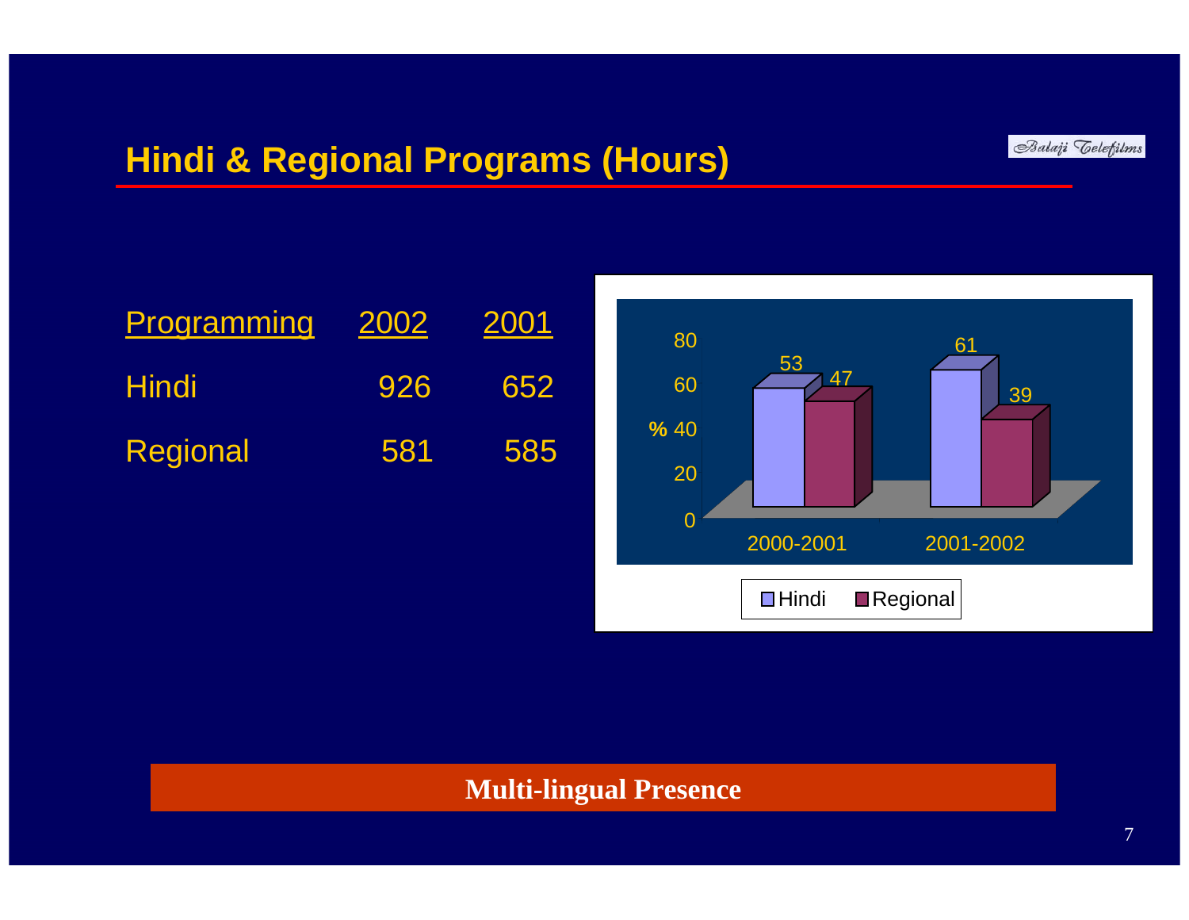# Hindi & Regional Programs (Hours)

| Programming | 2002 | 2001 |
|---|---|---|
| Hindi | 926 | 652 |
| Regional | 581 | 585 |

%
80
60
40
20
0
53
47
61
39
2000-2001
2001-2002
Hindi
Regional

**Multi-lingual Presence**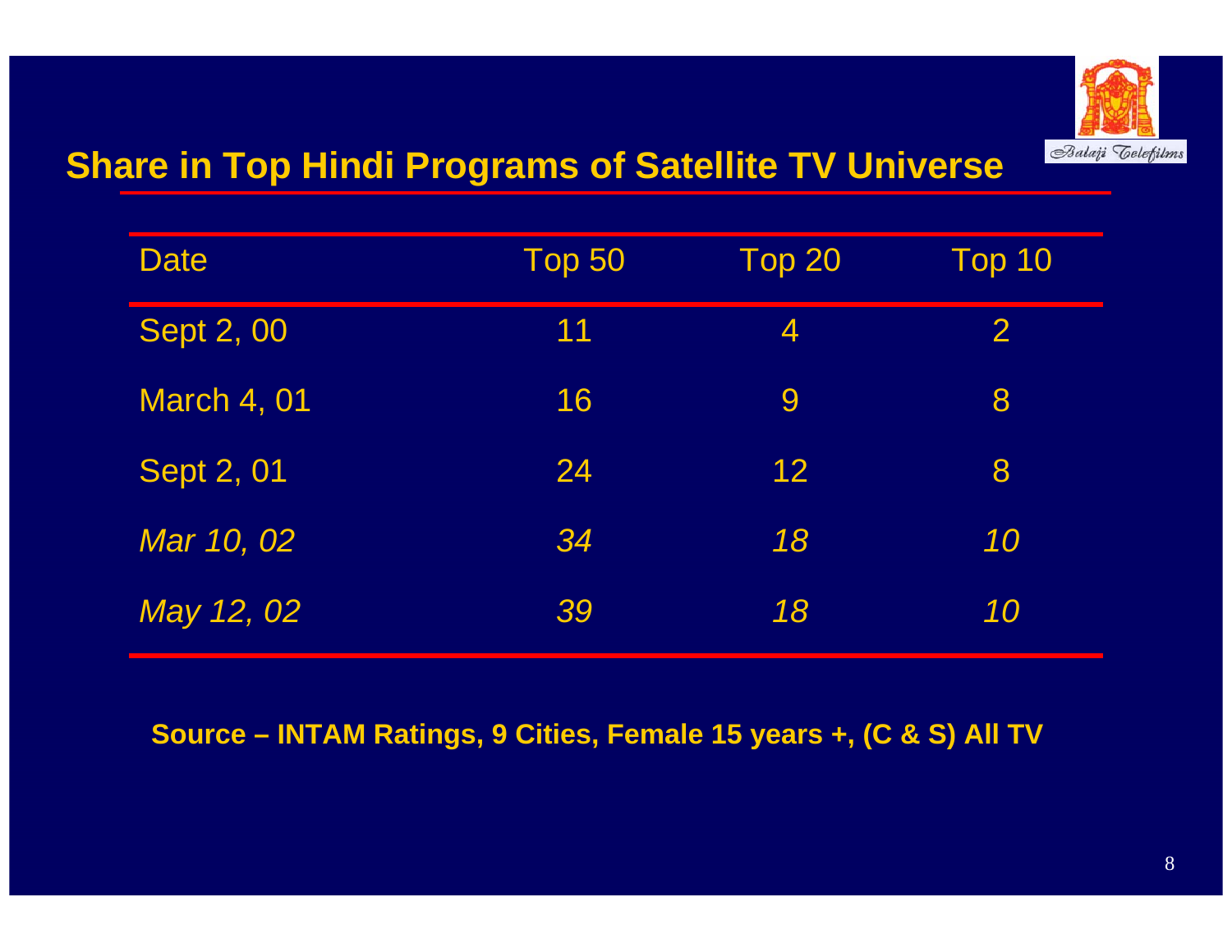## Share in Top Hindi Programs of Satellite TV Universe

| Date | Top 50 | Top 20 | Top 10 |
|---|---|---|---|
| Sept 2, 00 | 11 | 4 | 2 |
| March 4, 01 | 16 | 9 | 8 |
| Sept 2, 01 | 24 | 12 | 8 |
| *Mar 10, 02* | *34* | *18* | *10* |
| *May 12, 02* | *39* | *18* | *10* |

**Source – INTAM Ratings, 9 Cities, Female 15 years +, (C & S) All TV**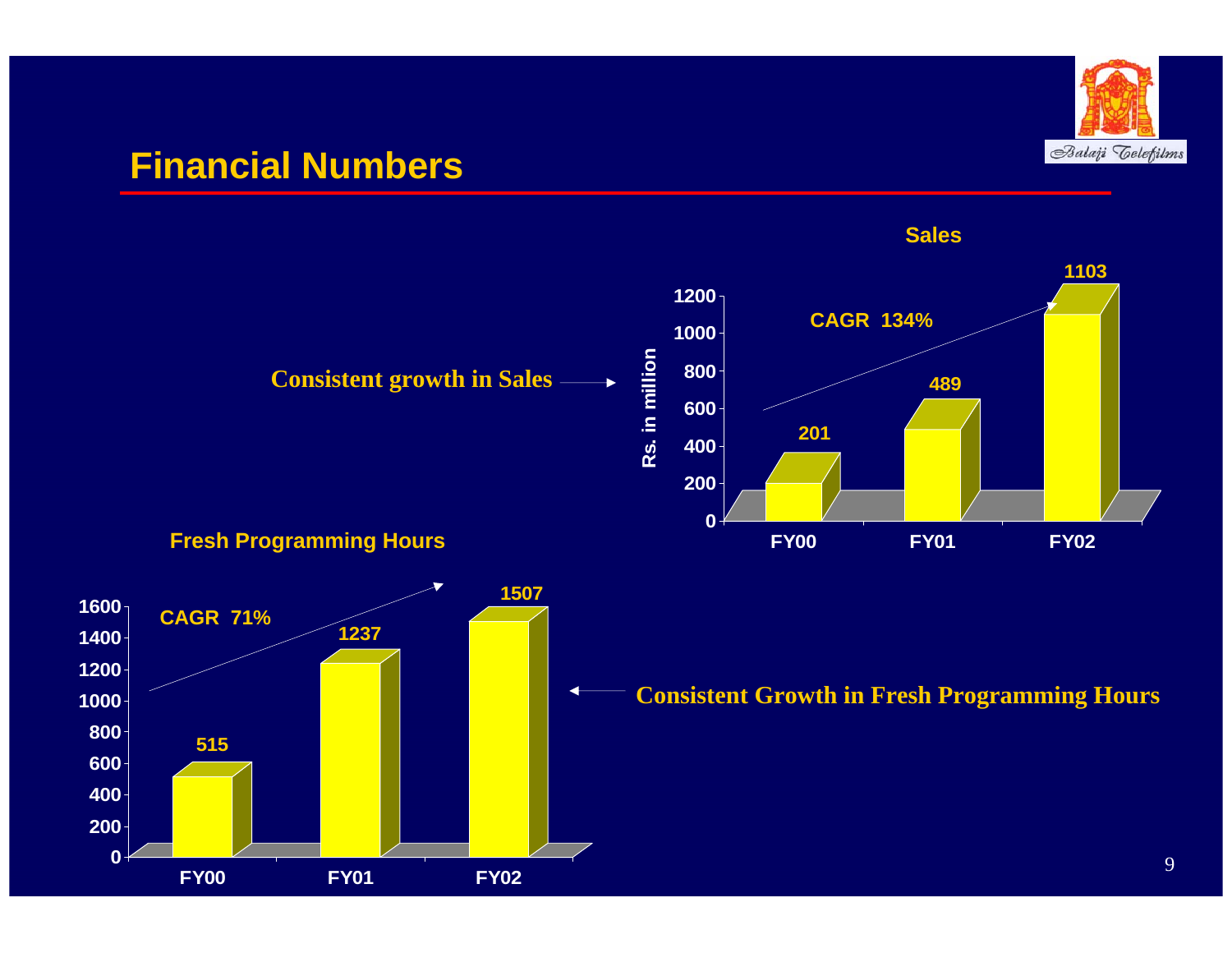# Financial Numbers

Consistent growth in Sales

Sales

Rs. in million

CAGR 134%

0
200
400
600
800
1000
1200

201
489
1103

FY00
FY01
FY02

Fresh Programming Hours

CAGR 71%

0
200
400
600
800
1000
1200
1400
1600

515
1237
1507

FY00
FY01
FY02

Consistent Growth in Fresh Programming Hours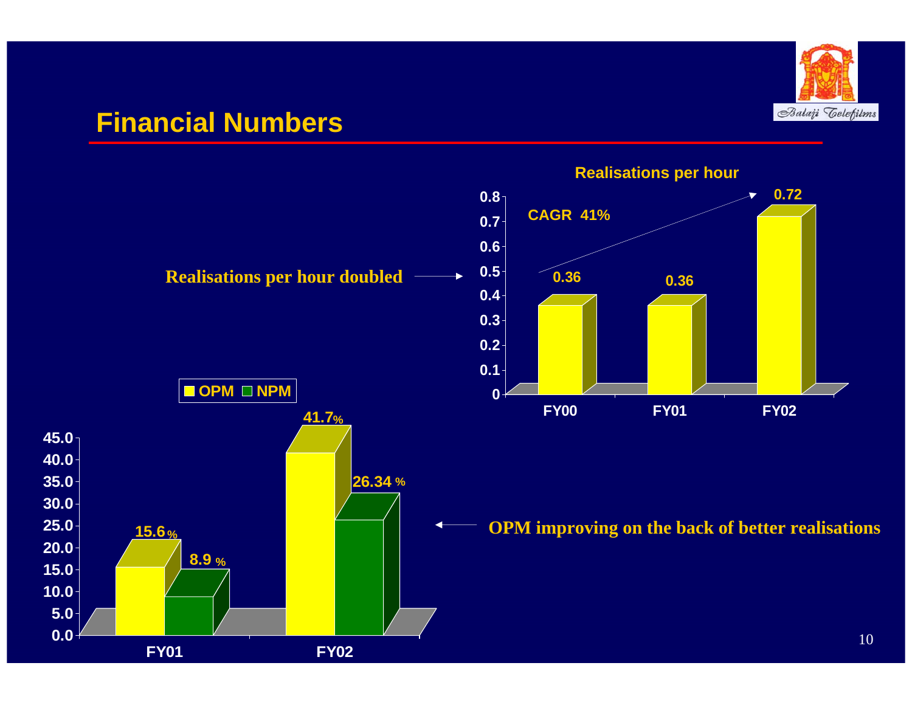# Financial Numbers

Realisations per hour

CAGR 41%

0.8
0.7
0.6
0.5
0.4
0.3
0.2
0.1
0

0.36
0.36
0.72

FY00
FY01
FY02

Realisations per hour doubled

OPM NPM

45.0
40.0
35.0
30.0
25.0
20.0
15.0
10.0
5.0
0.0

15.6%
8.9 %
41.7%
26.34 %

FY01
FY02

OPM improving on the back of better realisations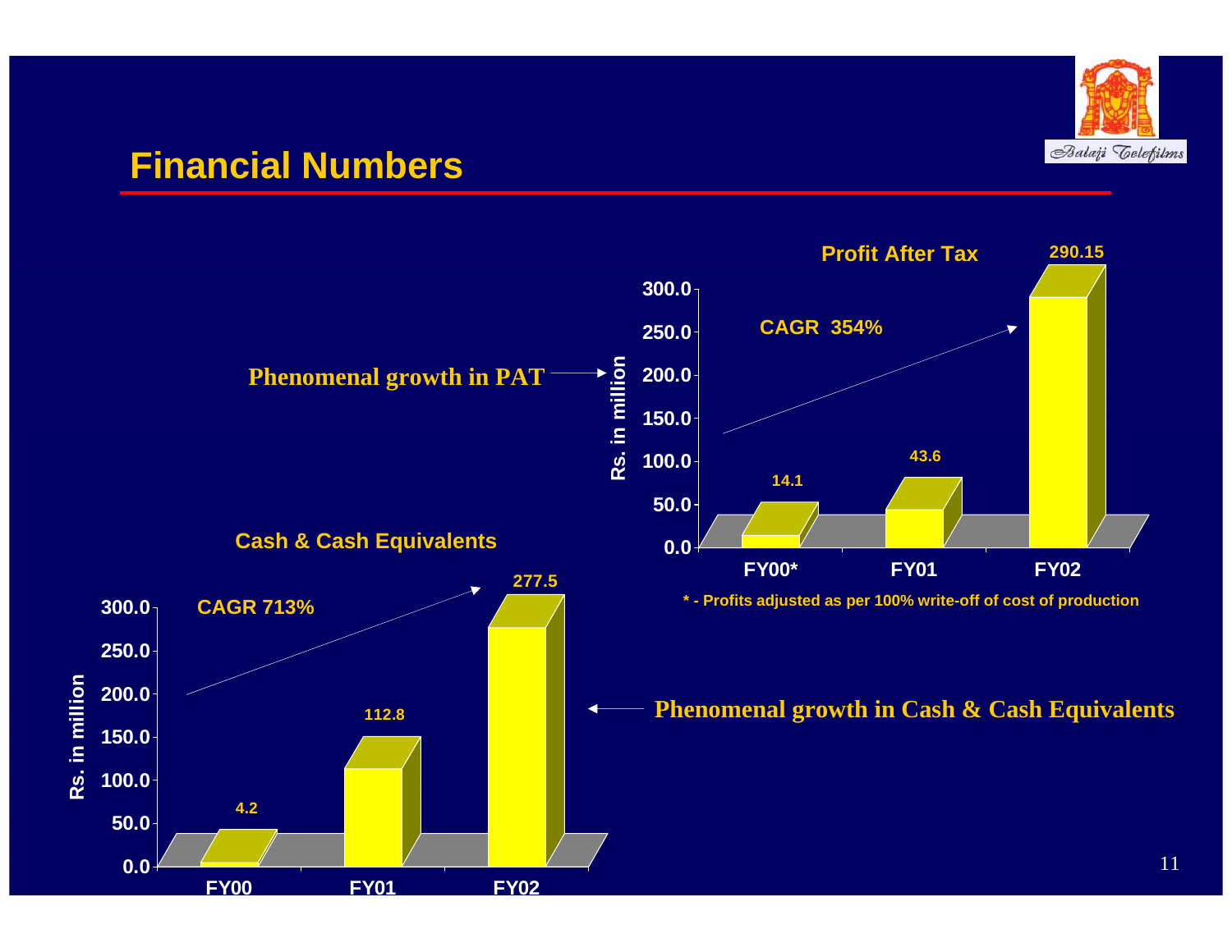# Financial Numbers

Balaji Telefilms

Phenomenal growth in PAT

Profit After Tax

CAGR 354%

Rs. in million

300.0
250.0
200.0
150.0
100.0
50.0
0.0

14.1
43.6
290.15

FY00*
FY01
FY02

* - Profits adjusted as per 100% write-off of cost of production

Cash & Cash Equivalents

CAGR 713%

Rs. in million

300.0
250.0
200.0
150.0
100.0
50.0
0.0

4.2
112.8
277.5

FY00
FY01
FY02

Phenomenal growth in Cash & Cash Equivalents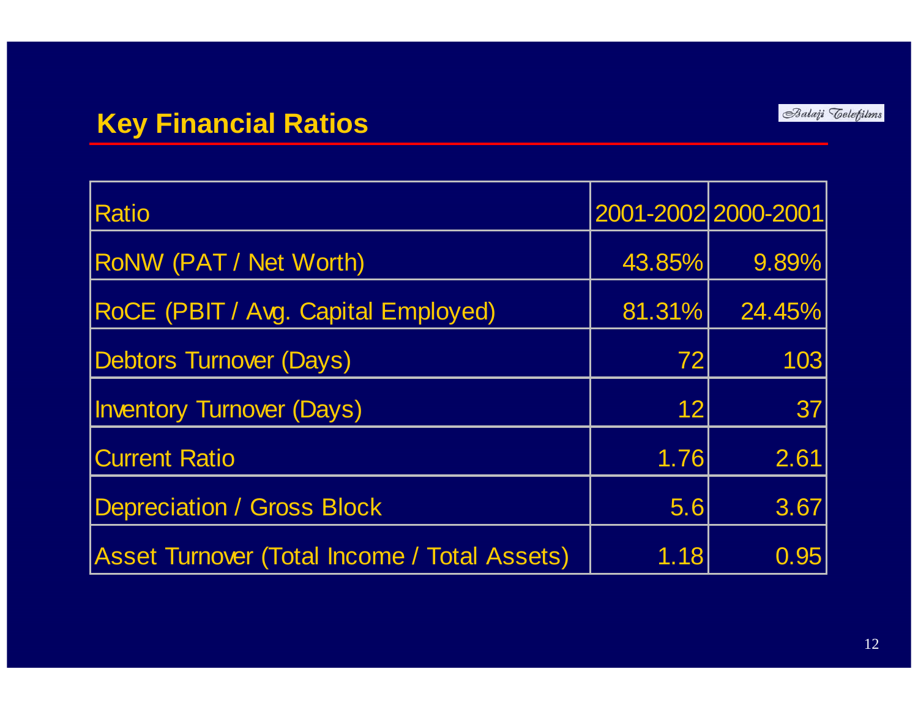## Key Financial Ratios

| Ratio | 2001-2002 | 2000-2001 |
|---|---|---|
| RoNW (PAT / Net Worth) | 43.85% | 9.89% |
| RoCE (PBIT / Avg. Capital Employed) | 81.31% | 24.45% |
| Debtors Turnover (Days) | 72 | 103 |
| Inventory Turnover (Days) | 12 | 37 |
| Current Ratio | 1.76 | 2.61 |
| Depreciation / Gross Block | 5.6 | 3.67 |
| Asset Turnover (Total Income / Total Assets) | 1.18 | 0.95 |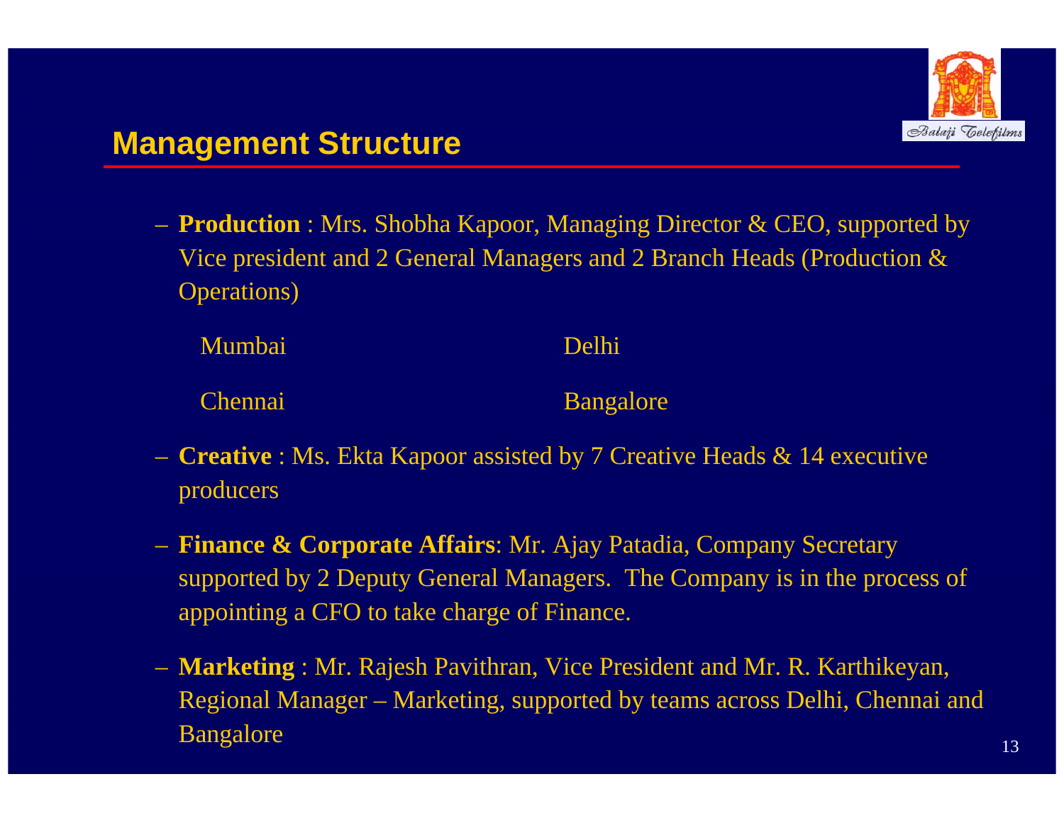## Management Structure

- **Production** : Mrs. Shobha Kapoor, Managing Director & CEO, supported by Vice president and 2 General Managers and 2 Branch Heads (Production & Operations)

  Mumbai Delhi

  Chennai Bangalore

- **Creative** : Ms. Ekta Kapoor assisted by 7 Creative Heads & 14 executive producers
- **Finance & Corporate Affairs**: Mr. Ajay Patadia, Company Secretary supported by 2 Deputy General Managers. The Company is in the process of appointing a CFO to take charge of Finance.
- **Marketing** : Mr. Rajesh Pavithran, Vice President and Mr. R. Karthikeyan, Regional Manager – Marketing, supported by teams across Delhi, Chennai and Bangalore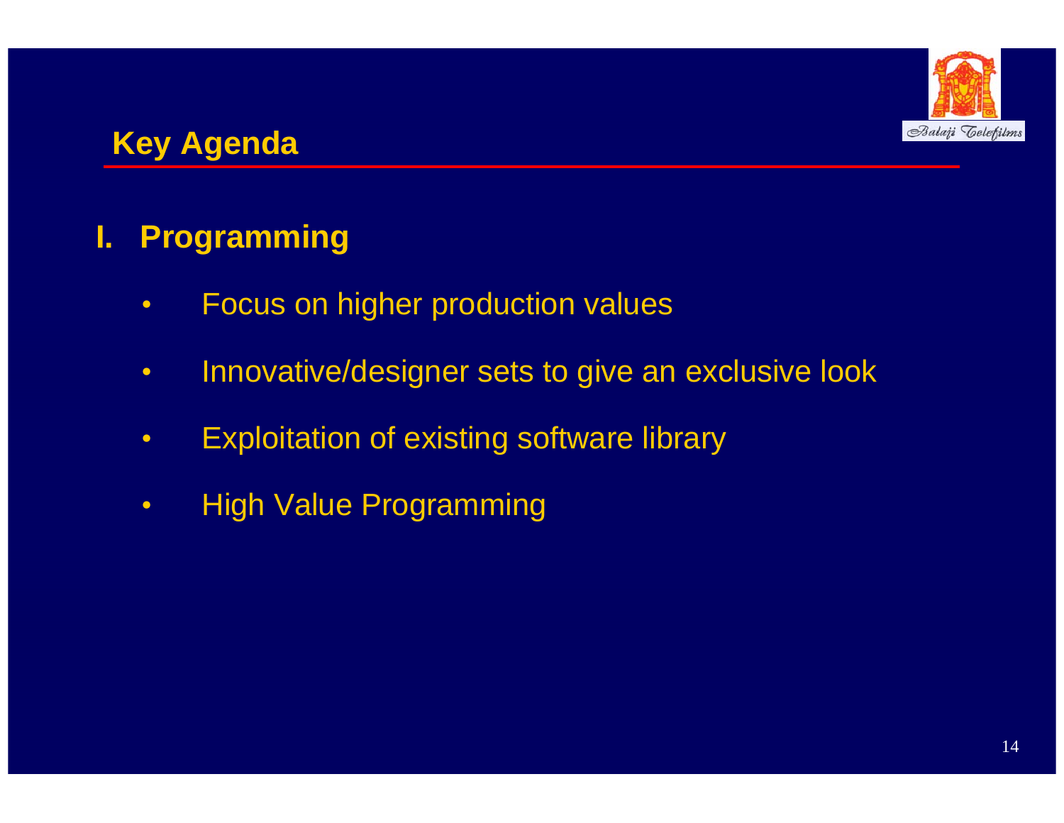## Key Agenda

### I. Programming

- Focus on higher production values
- Innovative/designer sets to give an exclusive look
- Exploitation of existing software library
- High Value Programming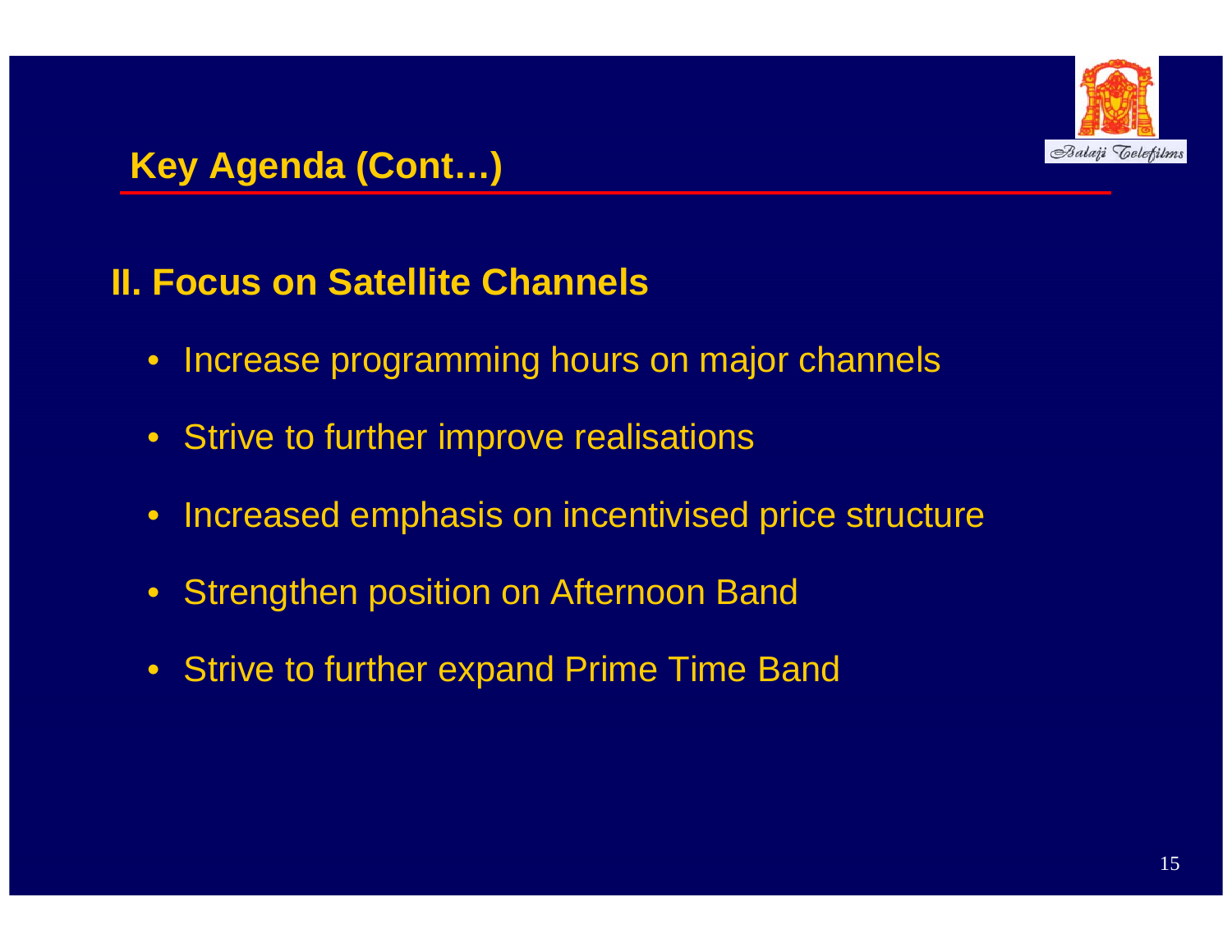## Key Agenda (Cont…)

### II. Focus on Satellite Channels

- Increase programming hours on major channels
- Strive to further improve realisations
- Increased emphasis on incentivised price structure
- Strengthen position on Afternoon Band
- Strive to further expand Prime Time Band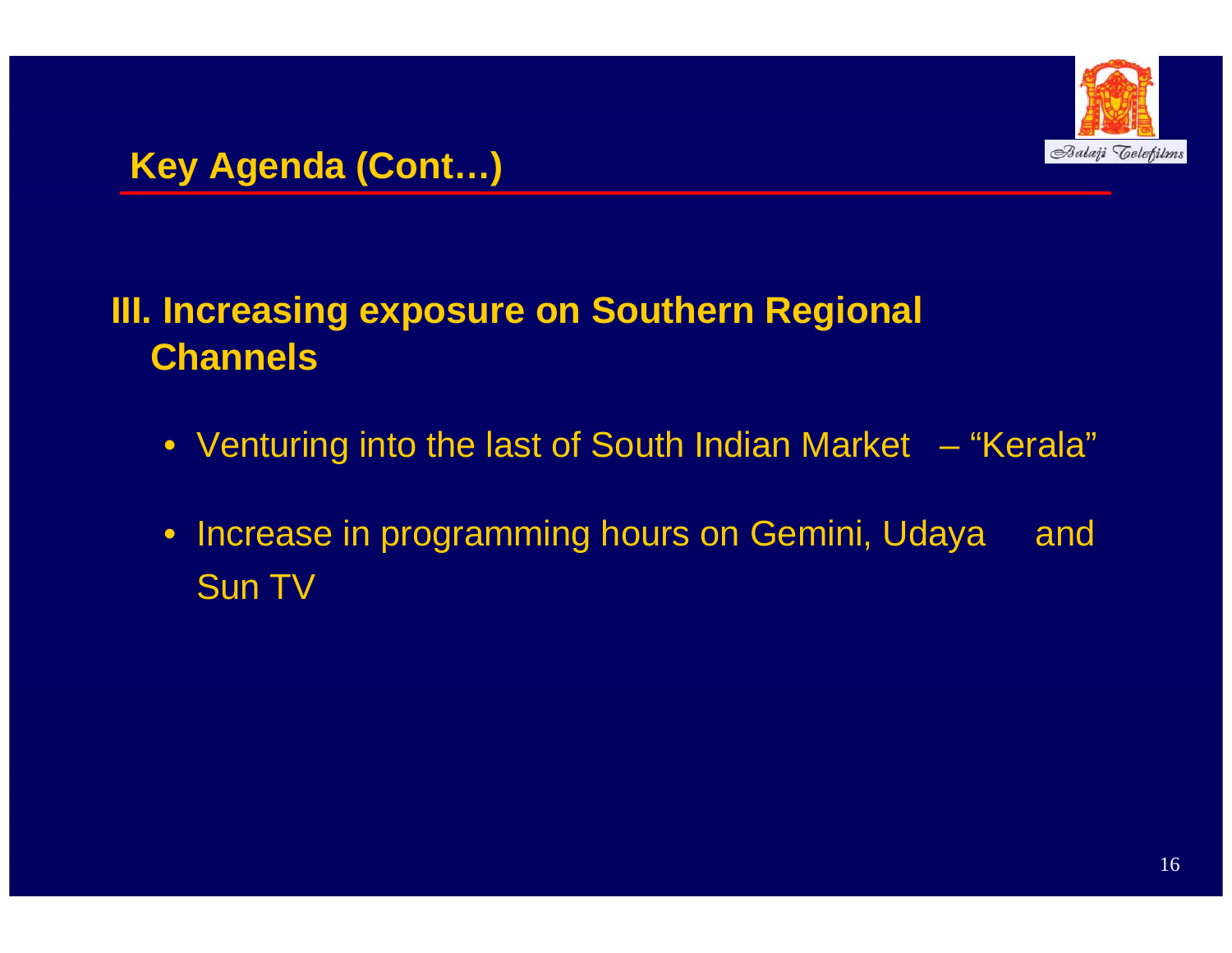## Key Agenda (Cont…)

### III. Increasing exposure on Southern Regional Channels

- Venturing into the last of South Indian Market – "Kerala"
- Increase in programming hours on Gemini, Udaya and Sun TV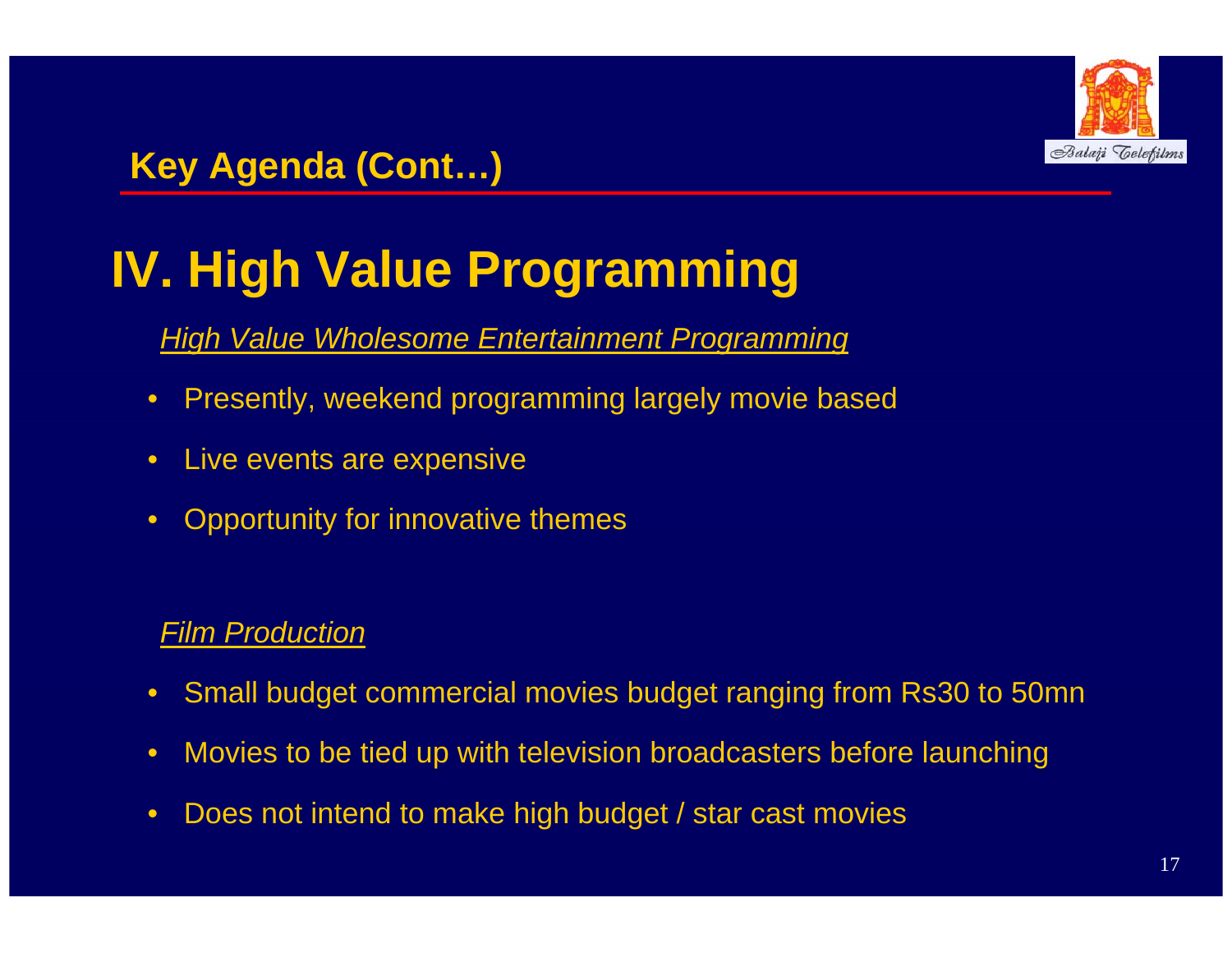## Key Agenda (Cont…)

# IV. High Value Programming

*High Value Wholesome Entertainment Programming*

- Presently, weekend programming largely movie based
- Live events are expensive
- Opportunity for innovative themes

*Film Production*

- Small budget commercial movies budget ranging from Rs30 to 50mn
- Movies to be tied up with television broadcasters before launching
- Does not intend to make high budget / star cast movies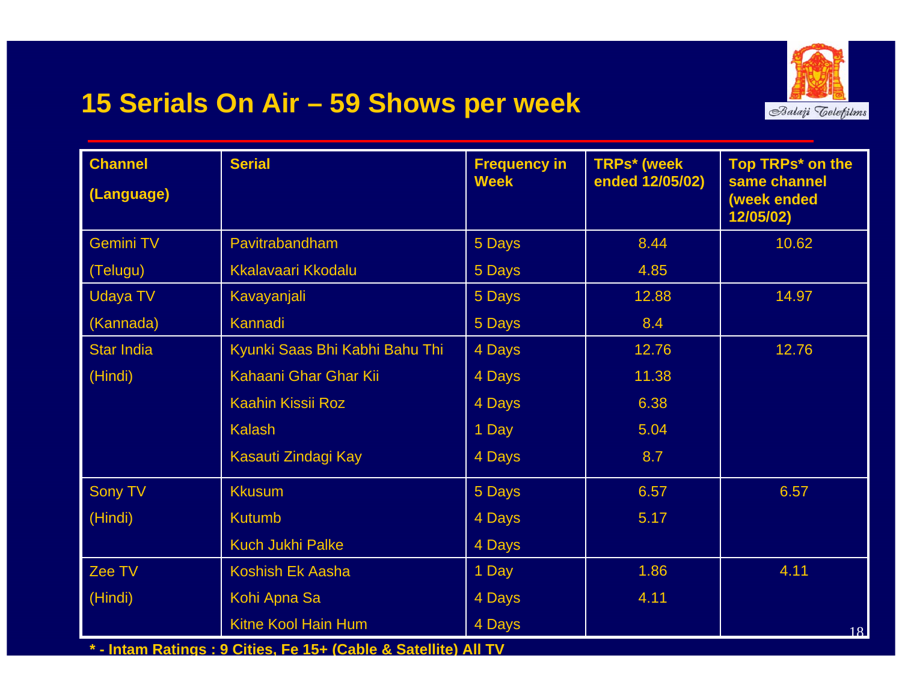# 15 Serials On Air – 59 Shows per week

| Channel (Language) | Serial | Frequency in Week | TRPs* (week ended 12/05/02) | Top TRPs* on the same channel (week ended 12/05/02) |
|---|---|---|---|---|
| Gemini TV (Telugu) | Pavitrabandham | 5 Days | 8.44 | 10.62 |
| | Kkalavaari Kkodalu | 5 Days | 4.85 | |
| Udaya TV (Kannada) | Kavayanjali | 5 Days | 12.88 | 14.97 |
| | Kannadi | 5 Days | 8.4 | |
| Star India (Hindi) | Kyunki Saas Bhi Kabhi Bahu Thi | 4 Days | 12.76 | 12.76 |
| | Kahaani Ghar Ghar Kii | 4 Days | 11.38 | |
| | Kaahin Kissii Roz | 4 Days | 6.38 | |
| | Kalash | 1 Day | 5.04 | |
| | Kasauti Zindagi Kay | 4 Days | 8.7 | |
| Sony TV (Hindi) | Kkusum | 5 Days | 6.57 | 6.57 |
| | Kutumb | 4 Days | 5.17 | |
| | Kuch Jukhi Palke | 4 Days | | |
| Zee TV (Hindi) | Koshish Ek Aasha | 1 Day | 1.86 | 4.11 |
| | Kohi Apna Sa | 4 Days | 4.11 | |
| | Kitne Kool Hain Hum | 4 Days | | |

**\* - Intam Ratings : 9 Cities, Fe 15+ (Cable & Satellite) All TV**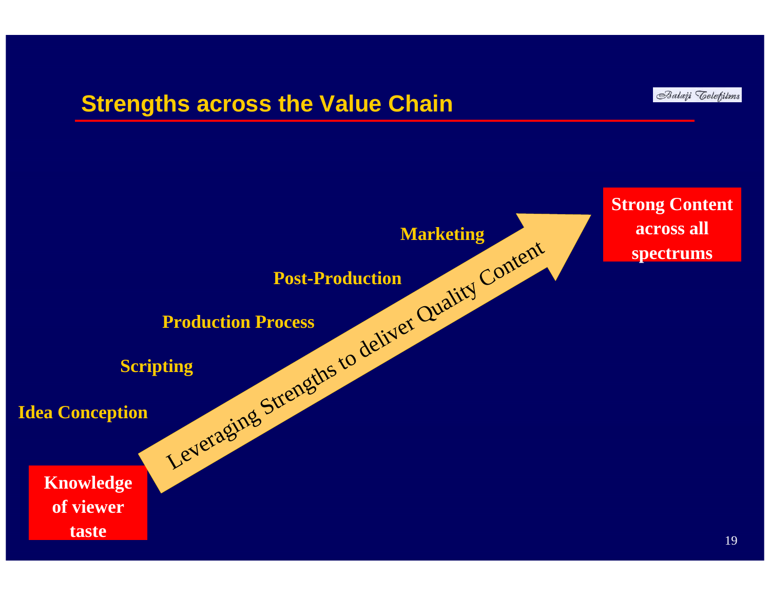## Strengths across the Value Chain

Knowledge of viewer taste

Idea Conception

Scripting

Production Process

Post-Production

Marketing

Leveraging Strengths to deliver Quality Content

Strong Content across all spectrums